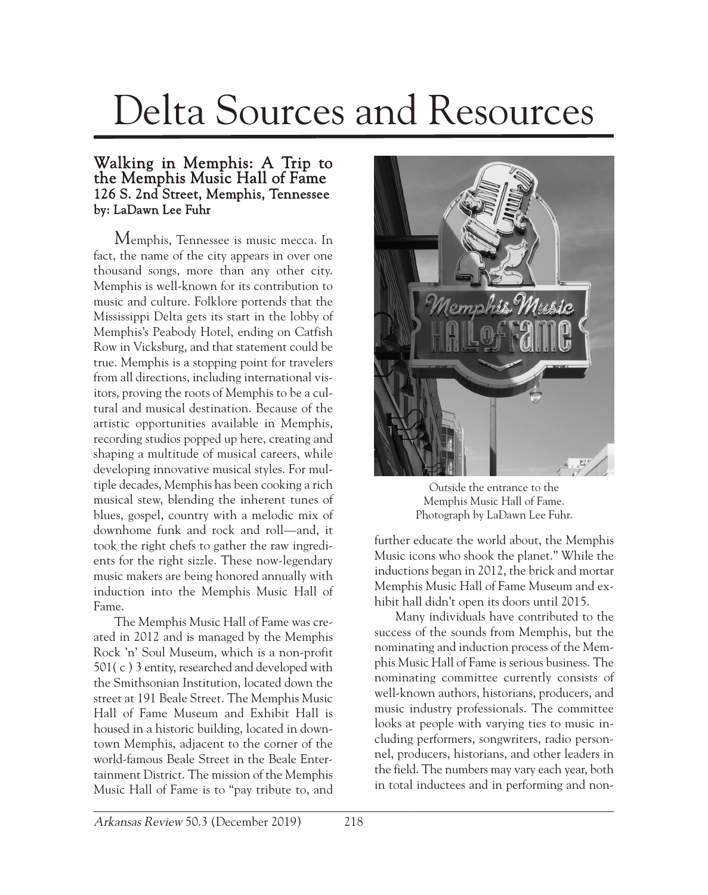# Delta Sources and Resources

## Walking in Memphis: A Trip to the Memphis Music Hall of Fame

### 126 S. 2nd Street, Memphis, Tennessee

### by: LaDawn Lee Fuhr

Memphis, Tennessee is music mecca. In fact, the name of the city appears in over one thousand songs, more than any other city. Memphis is well-known for its contribution to music and culture. Folklore portends that the Mississippi Delta gets its start in the lobby of Memphis's Peabody Hotel, ending on Catfish Row in Vicksburg, and that statement could be true. Memphis is a stopping point for travelers from all directions, including international visitors, proving the roots of Memphis to be a cultural and musical destination. Because of the artistic opportunities available in Memphis, recording studios popped up here, creating and shaping a multitude of musical careers, while developing innovative musical styles. For multiple decades, Memphis has been cooking a rich musical stew, blending the inherent tunes of blues, gospel, country with a melodic mix of downhome funk and rock and roll—and, it took the right chefs to gather the raw ingredients for the right sizzle. These now-legendary music makers are being honored annually with induction into the Memphis Music Hall of Fame.

The Memphis Music Hall of Fame was created in 2012 and is managed by the Memphis Rock 'n' Soul Museum, which is a non-profit 501( c ) 3 entity, researched and developed with the Smithsonian Institution, located down the street at 191 Beale Street. The Memphis Music Hall of Fame Museum and Exhibit Hall is housed in a historic building, located in downtown Memphis, adjacent to the corner of the world-famous Beale Street in the Beale Entertainment District. The mission of the Memphis Music Hall of Fame is to "pay tribute to, and further educate the world about, the Memphis Music icons who shook the planet." While the inductions began in 2012, the brick and mortar Memphis Music Hall of Fame Museum and exhibit hall didn't open its doors until 2015.

Outside the entrance to the Memphis Music Hall of Fame. Photograph by LaDawn Lee Fuhr.

Many individuals have contributed to the success of the sounds from Memphis, but the nominating and induction process of the Memphis Music Hall of Fame is serious business. The nominating committee currently consists of well-known authors, historians, producers, and music industry professionals. The committee looks at people with varying ties to music including performers, songwriters, radio personnel, producers, historians, and other leaders in the field. The numbers may vary each year, both in total inductees and in performing and non-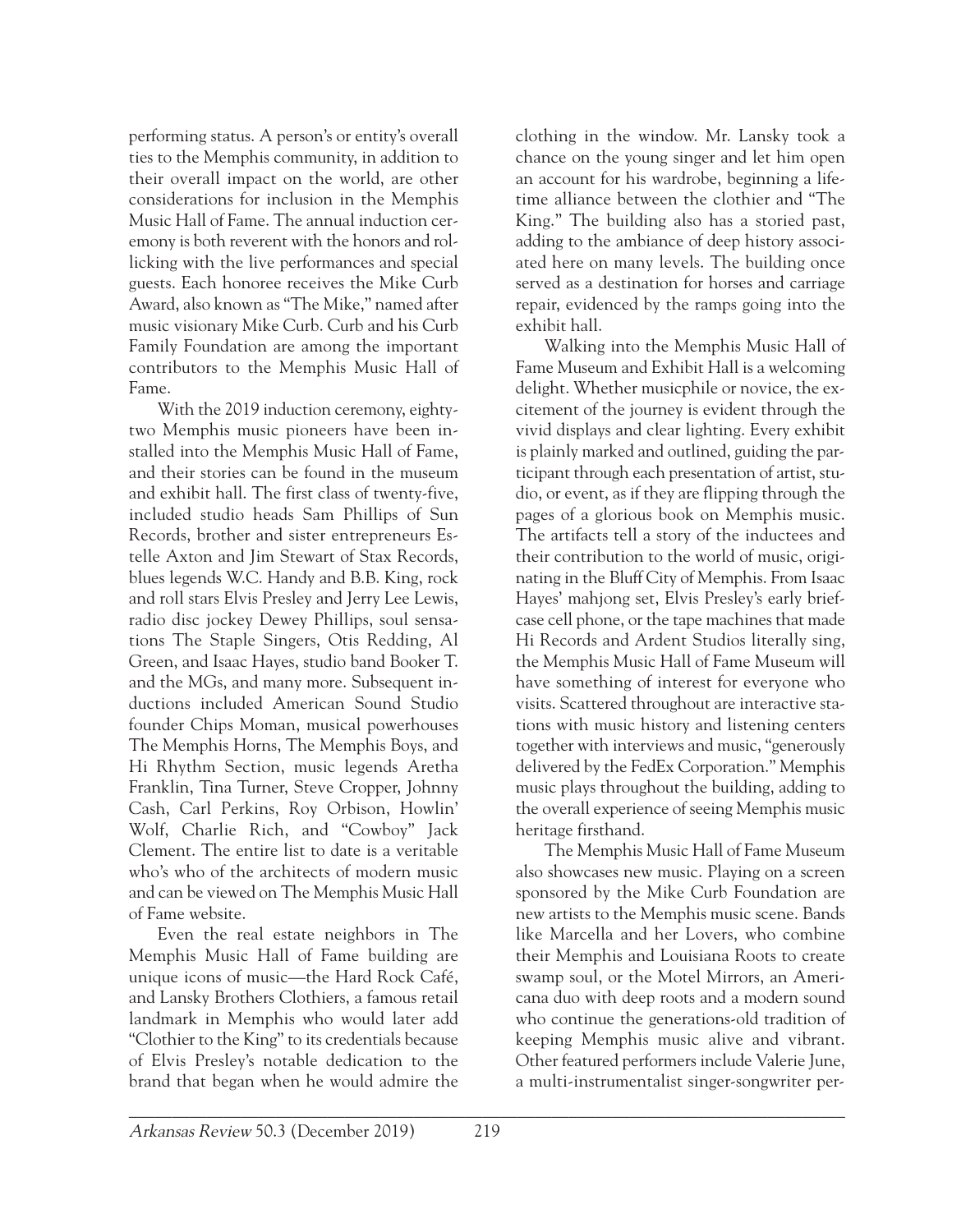performing status. A person's or entity's overall ties to the Memphis community, in addition to their overall impact on the world, are other considerations for inclusion in the Memphis Music Hall of Fame. The annual induction ceremony is both reverent with the honors and rollicking with the live performances and special guests. Each honoree receives the Mike Curb Award, also known as "The Mike," named after music visionary Mike Curb. Curb and his Curb Family Foundation are among the important contributors to the Memphis Music Hall of Fame.

With the 2019 induction ceremony, eighty-two Memphis music pioneers have been installed into the Memphis Music Hall of Fame, and their stories can be found in the museum and exhibit hall. The first class of twenty-five, included studio heads Sam Phillips of Sun Records, brother and sister entrepreneurs Estelle Axton and Jim Stewart of Stax Records, blues legends W.C. Handy and B.B. King, rock and roll stars Elvis Presley and Jerry Lee Lewis, radio disc jockey Dewey Phillips, soul sensations The Staple Singers, Otis Redding, Al Green, and Isaac Hayes, studio band Booker T. and the MGs, and many more. Subsequent inductions included American Sound Studio founder Chips Moman, musical powerhouses The Memphis Horns, The Memphis Boys, and Hi Rhythm Section, music legends Aretha Franklin, Tina Turner, Steve Cropper, Johnny Cash, Carl Perkins, Roy Orbison, Howlin' Wolf, Charlie Rich, and "Cowboy" Jack Clement. The entire list to date is a veritable who's who of the architects of modern music and can be viewed on The Memphis Music Hall of Fame website.

Even the real estate neighbors in The Memphis Music Hall of Fame building are unique icons of music—the Hard Rock Café, and Lansky Brothers Clothiers, a famous retail landmark in Memphis who would later add "Clothier to the King" to its credentials because of Elvis Presley's notable dedication to the brand that began when he would admire the clothing in the window. Mr. Lansky took a chance on the young singer and let him open an account for his wardrobe, beginning a lifetime alliance between the clothier and "The King." The building also has a storied past, adding to the ambiance of deep history associated here on many levels. The building once served as a destination for horses and carriage repair, evidenced by the ramps going into the exhibit hall.

Walking into the Memphis Music Hall of Fame Museum and Exhibit Hall is a welcoming delight. Whether musicphile or novice, the excitement of the journey is evident through the vivid displays and clear lighting. Every exhibit is plainly marked and outlined, guiding the participant through each presentation of artist, studio, or event, as if they are flipping through the pages of a glorious book on Memphis music. The artifacts tell a story of the inductees and their contribution to the world of music, originating in the Bluff City of Memphis. From Isaac Hayes' mahjong set, Elvis Presley's early briefcase cell phone, or the tape machines that made Hi Records and Ardent Studios literally sing, the Memphis Music Hall of Fame Museum will have something of interest for everyone who visits. Scattered throughout are interactive stations with music history and listening centers together with interviews and music, "generously delivered by the FedEx Corporation." Memphis music plays throughout the building, adding to the overall experience of seeing Memphis music heritage firsthand.

The Memphis Music Hall of Fame Museum also showcases new music. Playing on a screen sponsored by the Mike Curb Foundation are new artists to the Memphis music scene. Bands like Marcella and her Lovers, who combine their Memphis and Louisiana Roots to create swamp soul, or the Motel Mirrors, an Americana duo with deep roots and a modern sound who continue the generations-old tradition of keeping Memphis music alive and vibrant. Other featured performers include Valerie June, a multi-instrumentalist singer-songwriter per-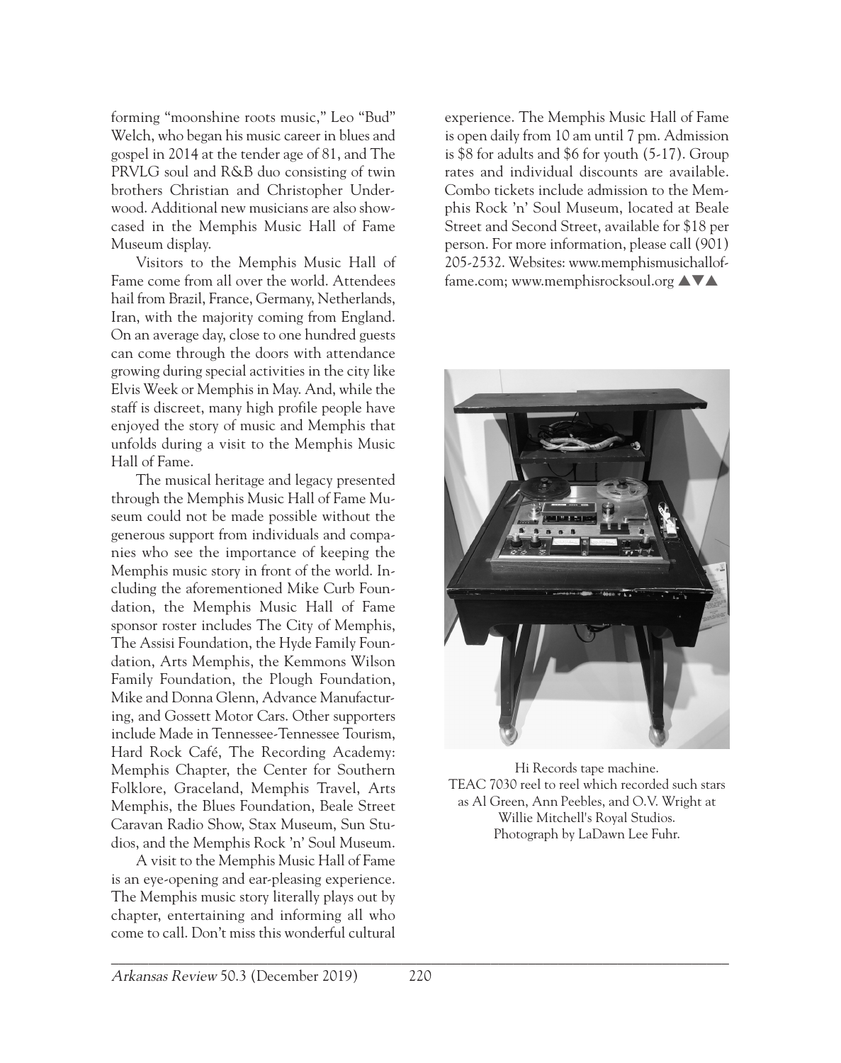forming "moonshine roots music," Leo "Bud" Welch, who began his music career in blues and gospel in 2014 at the tender age of 81, and The PRVLG soul and R&B duo consisting of twin brothers Christian and Christopher Underwood. Additional new musicians are also showcased in the Memphis Music Hall of Fame Museum display.

Visitors to the Memphis Music Hall of Fame come from all over the world. Attendees hail from Brazil, France, Germany, Netherlands, Iran, with the majority coming from England. On an average day, close to one hundred guests can come through the doors with attendance growing during special activities in the city like Elvis Week or Memphis in May. And, while the staff is discreet, many high profile people have enjoyed the story of music and Memphis that unfolds during a visit to the Memphis Music Hall of Fame.

The musical heritage and legacy presented through the Memphis Music Hall of Fame Museum could not be made possible without the generous support from individuals and companies who see the importance of keeping the Memphis music story in front of the world. Including the aforementioned Mike Curb Foundation, the Memphis Music Hall of Fame sponsor roster includes The City of Memphis, The Assisi Foundation, the Hyde Family Foundation, Arts Memphis, the Kemmons Wilson Family Foundation, the Plough Foundation, Mike and Donna Glenn, Advance Manufacturing, and Gossett Motor Cars. Other supporters include Made in Tennessee-Tennessee Tourism, Hard Rock Café, The Recording Academy: Memphis Chapter, the Center for Southern Folklore, Graceland, Memphis Travel, Arts Memphis, the Blues Foundation, Beale Street Caravan Radio Show, Stax Museum, Sun Studios, and the Memphis Rock 'n' Soul Museum.

A visit to the Memphis Music Hall of Fame is an eye-opening and ear-pleasing experience. The Memphis music story literally plays out by chapter, entertaining and informing all who come to call. Don't miss this wonderful cultural experience. The Memphis Music Hall of Fame is open daily from 10 am until 7 pm. Admission is $8 for adults and $6 for youth (5-17). Group rates and individual discounts are available. Combo tickets include admission to the Memphis Rock 'n' Soul Museum, located at Beale Street and Second Street, available for $18 per person. For more information, please call (901) 205-2532. Websites: www.memphismusichalloffame.com; www.memphisrocksoul.org ▲▼▲

Hi Records tape machine.
TEAC 7030 reel to reel which recorded such stars as Al Green, Ann Peebles, and O.V. Wright at Willie Mitchell's Royal Studios.
Photograph by LaDawn Lee Fuhr.